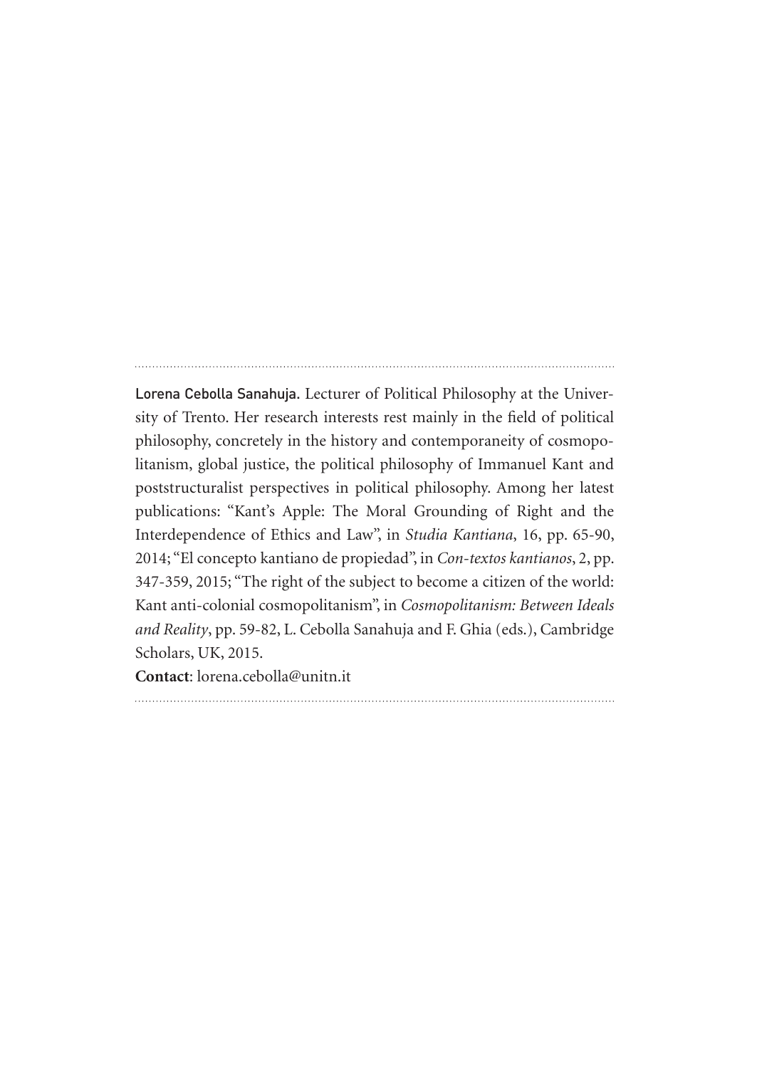**Lorena Cebolla Sanahuja.** Lecturer of Political Philosophy at the University of Trento. Her research interests rest mainly in the field of political philosophy, concretely in the history and contemporaneity of cosmopolitanism, global justice, the political philosophy of Immanuel Kant and poststructuralist perspectives in political philosophy. Among her latest publications: "Kant's Apple: The Moral Grounding of Right and the Interdependence of Ethics and Law", in *Studia Kantiana*, 16, pp. 65-90, 2014; "El concepto kantiano de propiedad", in *Con-textos kantianos*, 2, pp. 347-359, 2015; "The right of the subject to become a citizen of the world: Kant anti-colonial cosmopolitanism", in *Cosmopolitanism: Between Ideals and Reality*, pp. 59-82, L. Cebolla Sanahuja and F. Ghia (eds.), Cambridge Scholars, UK, 2015.

**Contact**: lorena.cebolla@unitn.it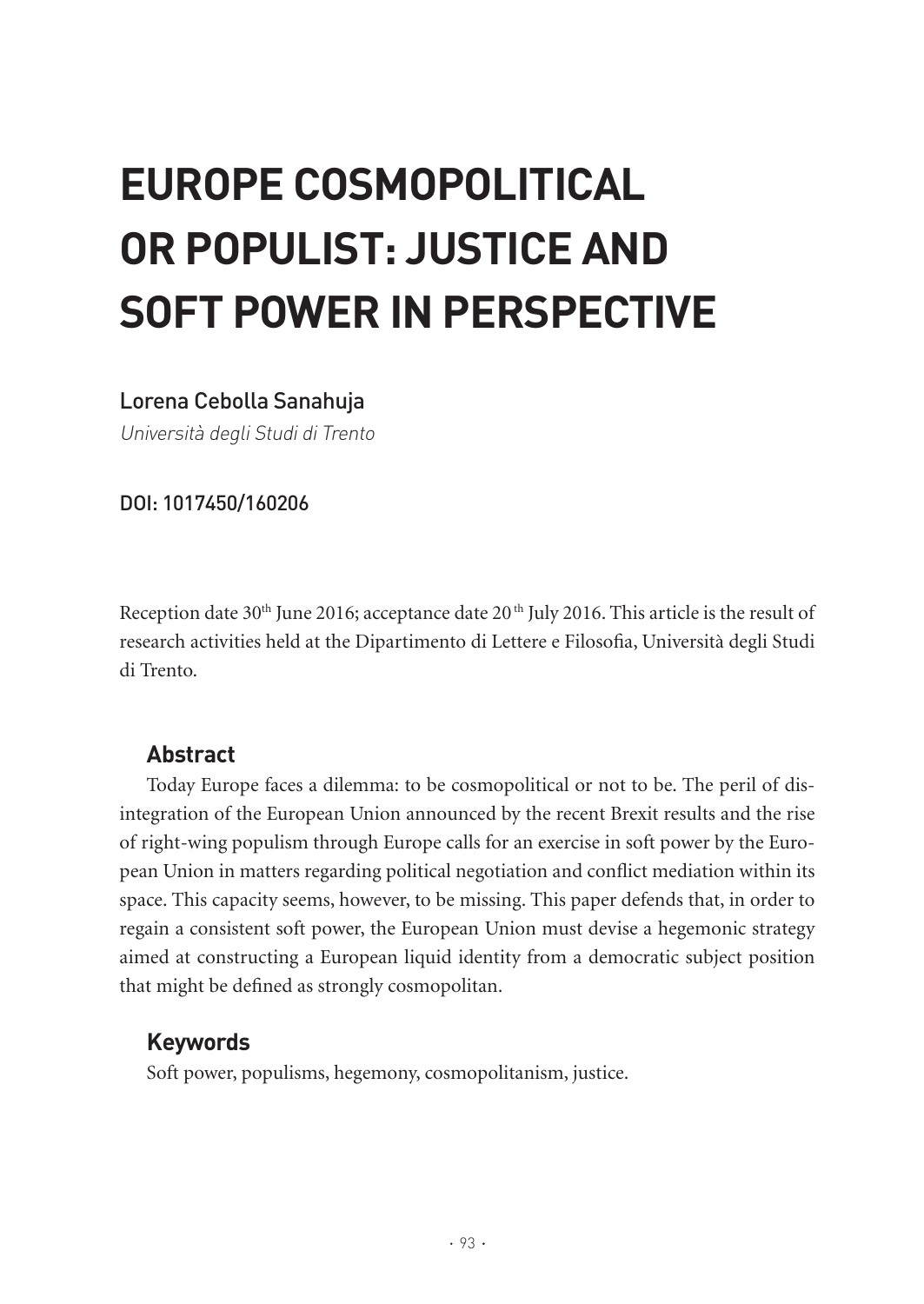# EUROPE COSMOPOLITICAL OR POPULIST: JUSTICE AND SOFT POWER IN PERSPECTIVE

Lorena Cebolla Sanahuja

*Università degli Studi di Trento*

DOI: 1017450/160206

Reception date 30th June 2016; acceptance date 20th July 2016. This article is the result of research activities held at the Dipartimento di Lettere e Filosofia, Università degli Studi di Trento.

## Abstract

Today Europe faces a dilemma: to be cosmopolitical or not to be. The peril of disintegration of the European Union announced by the recent Brexit results and the rise of right-wing populism through Europe calls for an exercise in soft power by the European Union in matters regarding political negotiation and conflict mediation within its space. This capacity seems, however, to be missing. This paper defends that, in order to regain a consistent soft power, the European Union must devise a hegemonic strategy aimed at constructing a European liquid identity from a democratic subject position that might be defined as strongly cosmopolitan.

## Keywords

Soft power, populisms, hegemony, cosmopolitanism, justice.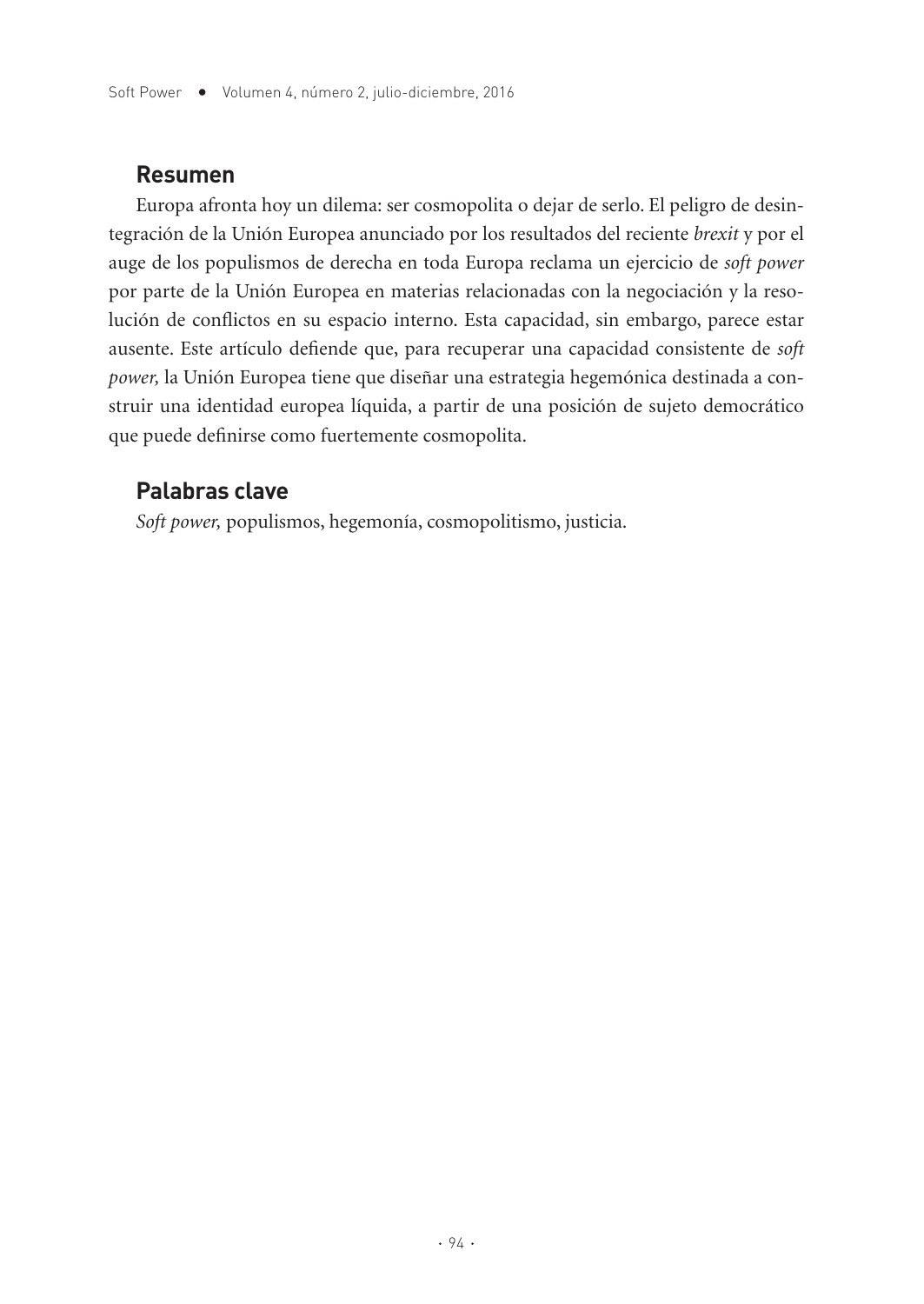## Resumen

Europa afronta hoy un dilema: ser cosmopolita o dejar de serlo. El peligro de desintegración de la Unión Europea anunciado por los resultados del reciente *brexit* y por el auge de los populismos de derecha en toda Europa reclama un ejercicio de *soft power* por parte de la Unión Europea en materias relacionadas con la negociación y la resolución de conflictos en su espacio interno. Esta capacidad, sin embargo, parece estar ausente. Este artículo defiende que, para recuperar una capacidad consistente de *soft power,* la Unión Europea tiene que diseñar una estrategia hegemónica destinada a construir una identidad europea líquida, a partir de una posición de sujeto democrático que puede definirse como fuertemente cosmopolita.

## Palabras clave

*Soft power,* populismos, hegemonía, cosmopolitismo, justicia.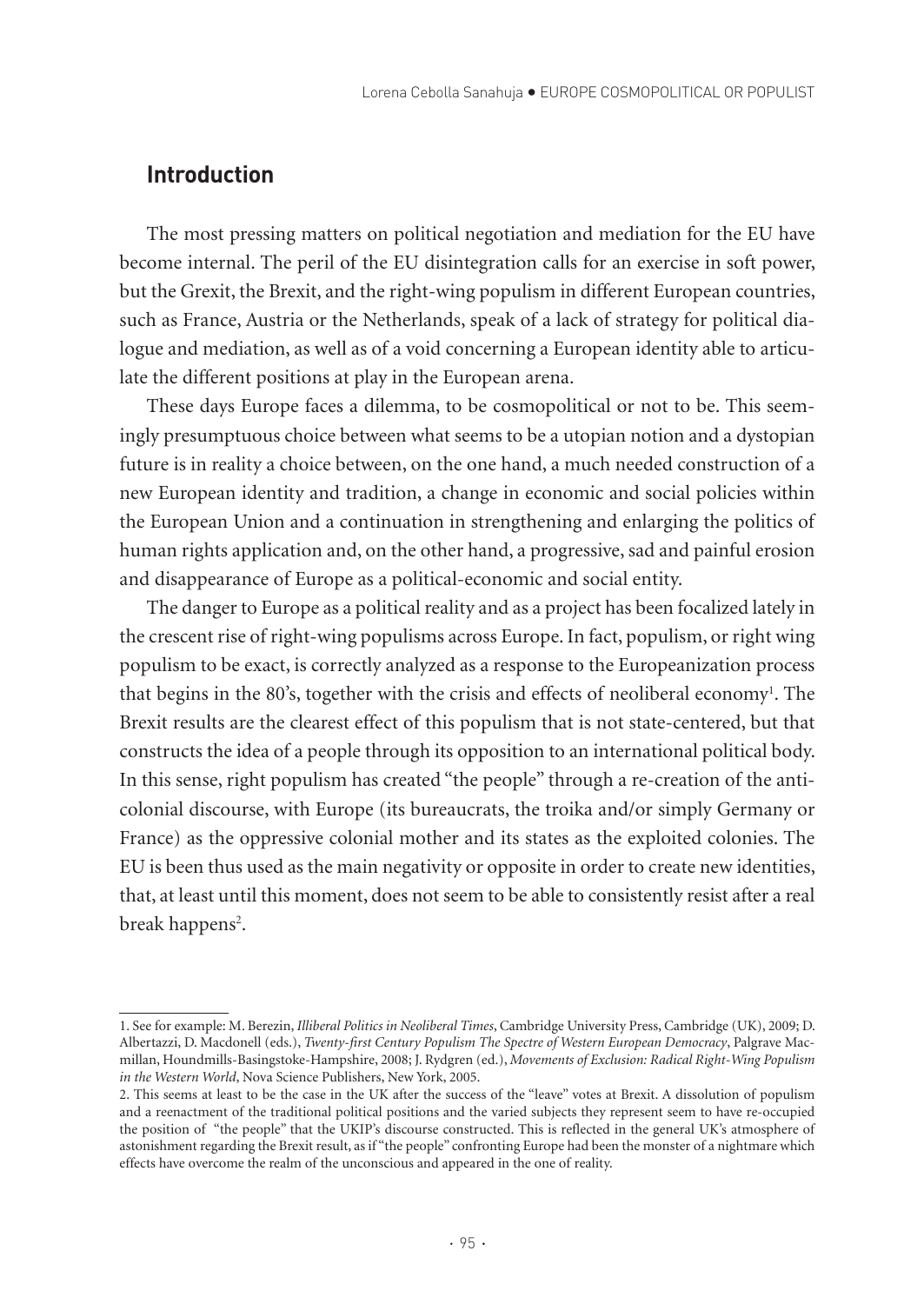## Introduction

The most pressing matters on political negotiation and mediation for the EU have become internal. The peril of the EU disintegration calls for an exercise in soft power, but the Grexit, the Brexit, and the right-wing populism in different European countries, such as France, Austria or the Netherlands, speak of a lack of strategy for political dialogue and mediation, as well as of a void concerning a European identity able to articulate the different positions at play in the European arena.

These days Europe faces a dilemma, to be cosmopolitical or not to be. This seemingly presumptuous choice between what seems to be a utopian notion and a dystopian future is in reality a choice between, on the one hand, a much needed construction of a new European identity and tradition, a change in economic and social policies within the European Union and a continuation in strengthening and enlarging the politics of human rights application and, on the other hand, a progressive, sad and painful erosion and disappearance of Europe as a political-economic and social entity.

The danger to Europe as a political reality and as a project has been focalized lately in the crescent rise of right-wing populisms across Europe. In fact, populism, or right wing populism to be exact, is correctly analyzed as a response to the Europeanization process that begins in the 80's, together with the crisis and effects of neoliberal economy[1]. The Brexit results are the clearest effect of this populism that is not state-centered, but that constructs the idea of a people through its opposition to an international political body. In this sense, right populism has created "the people" through a re-creation of the anti-colonial discourse, with Europe (its bureaucrats, the troika and/or simply Germany or France) as the oppressive colonial mother and its states as the exploited colonies. The EU is been thus used as the main negativity or opposite in order to create new identities, that, at least until this moment, does not seem to be able to consistently resist after a real break happens[2].

---

1. See for example: M. Berezin, *Illiberal Politics in Neoliberal Times*, Cambridge University Press, Cambridge (UK), 2009; D. Albertazzi, D. Macdonell (eds.), *Twenty-first Century Populism The Spectre of Western European Democracy*, Palgrave Macmillan, Houndmills-Basingstoke-Hampshire, 2008; J. Rydgren (ed.), *Movements of Exclusion: Radical Right-Wing Populism in the Western World*, Nova Science Publishers, New York, 2005.

2. This seems at least to be the case in the UK after the success of the "leave" votes at Brexit. A dissolution of populism and a reenactment of the traditional political positions and the varied subjects they represent seem to have re-occupied the position of "the people" that the UKIP's discourse constructed. This is reflected in the general UK's atmosphere of astonishment regarding the Brexit result, as if "the people" confronting Europe had been the monster of a nightmare which effects have overcome the realm of the unconscious and appeared in the one of reality.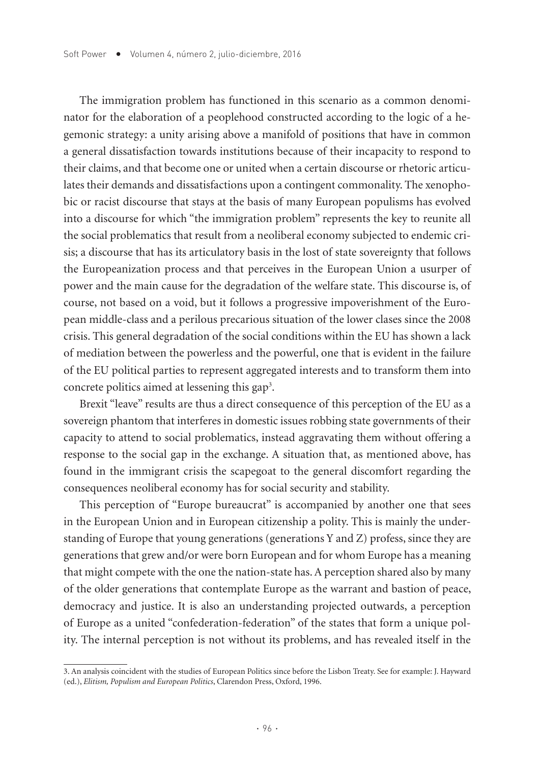The immigration problem has functioned in this scenario as a common denominator for the elaboration of a peoplehood constructed according to the logic of a hegemonic strategy: a unity arising above a manifold of positions that have in common a general dissatisfaction towards institutions because of their incapacity to respond to their claims, and that become one or united when a certain discourse or rhetoric articulates their demands and dissatisfactions upon a contingent commonality. The xenophobic or racist discourse that stays at the basis of many European populisms has evolved into a discourse for which "the immigration problem" represents the key to reunite all the social problematics that result from a neoliberal economy subjected to endemic crisis; a discourse that has its articulatory basis in the lost of state sovereignty that follows the Europeanization process and that perceives in the European Union a usurper of power and the main cause for the degradation of the welfare state. This discourse is, of course, not based on a void, but it follows a progressive impoverishment of the European middle-class and a perilous precarious situation of the lower clases since the 2008 crisis. This general degradation of the social conditions within the EU has shown a lack of mediation between the powerless and the powerful, one that is evident in the failure of the EU political parties to represent aggregated interests and to transform them into concrete politics aimed at lessening this gap[3].

Brexit "leave" results are thus a direct consequence of this perception of the EU as a sovereign phantom that interferes in domestic issues robbing state governments of their capacity to attend to social problematics, instead aggravating them without offering a response to the social gap in the exchange. A situation that, as mentioned above, has found in the immigrant crisis the scapegoat to the general discomfort regarding the consequences neoliberal economy has for social security and stability.

This perception of "Europe bureaucrat" is accompanied by another one that sees in the European Union and in European citizenship a polity. This is mainly the understanding of Europe that young generations (generations Y and Z) profess, since they are generations that grew and/or were born European and for whom Europe has a meaning that might compete with the one the nation-state has. A perception shared also by many of the older generations that contemplate Europe as the warrant and bastion of peace, democracy and justice. It is also an understanding projected outwards, a perception of Europe as a united "confederation-federation" of the states that form a unique polity. The internal perception is not without its problems, and has revealed itself in the

---

3. An analysis coincident with the studies of European Politics since before the Lisbon Treaty. See for example: J. Hayward (ed.), *Elitism, Populism and European Politics*, Clarendon Press, Oxford, 1996.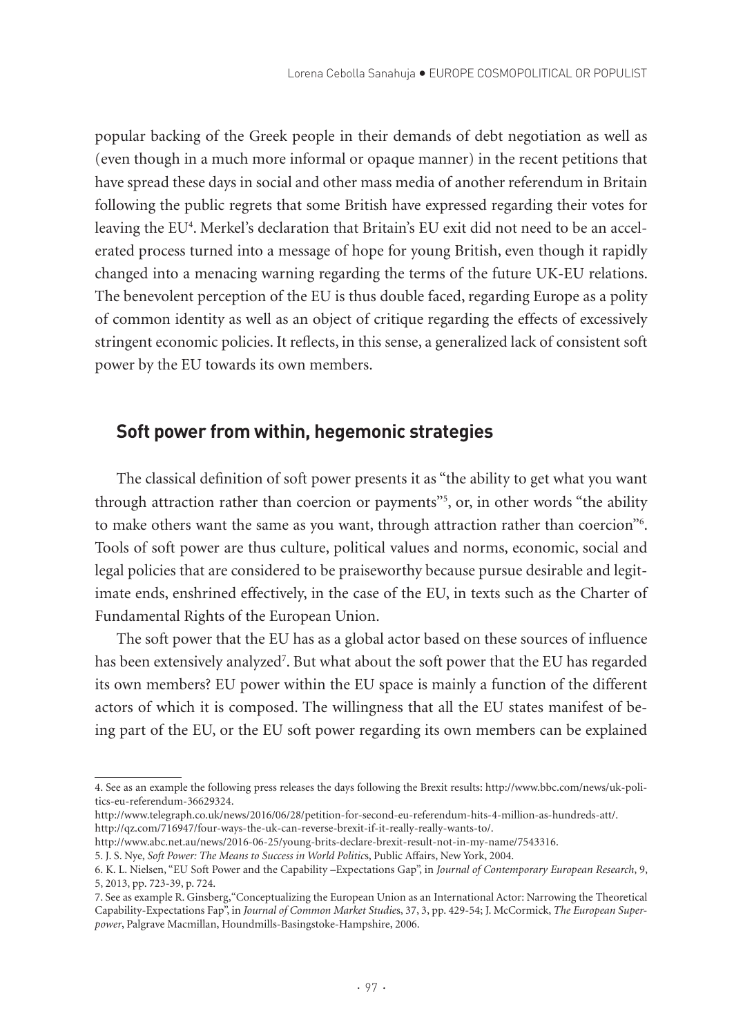popular backing of the Greek people in their demands of debt negotiation as well as (even though in a much more informal or opaque manner) in the recent petitions that have spread these days in social and other mass media of another referendum in Britain following the public regrets that some British have expressed regarding their votes for leaving the EU[4]. Merkel's declaration that Britain's EU exit did not need to be an accelerated process turned into a message of hope for young British, even though it rapidly changed into a menacing warning regarding the terms of the future UK-EU relations. The benevolent perception of the EU is thus double faced, regarding Europe as a polity of common identity as well as an object of critique regarding the effects of excessively stringent economic policies. It reflects, in this sense, a generalized lack of consistent soft power by the EU towards its own members.

## Soft power from within, hegemonic strategies

The classical definition of soft power presents it as "the ability to get what you want through attraction rather than coercion or payments"[5], or, in other words "the ability to make others want the same as you want, through attraction rather than coercion"[6]. Tools of soft power are thus culture, political values and norms, economic, social and legal policies that are considered to be praiseworthy because pursue desirable and legitimate ends, enshrined effectively, in the case of the EU, in texts such as the Charter of Fundamental Rights of the European Union.

The soft power that the EU has as a global actor based on these sources of influence has been extensively analyzed[7]. But what about the soft power that the EU has regarded its own members? EU power within the EU space is mainly a function of the different actors of which it is composed. The willingness that all the EU states manifest of being part of the EU, or the EU soft power regarding its own members can be explained

---

4. See as an example the following press releases the days following the Brexit results: http://www.bbc.com/news/uk-politics-eu-referendum-36629324.
http://www.telegraph.co.uk/news/2016/06/28/petition-for-second-eu-referendum-hits-4-million-as-hundreds-att/.
http://qz.com/716947/four-ways-the-uk-can-reverse-brexit-if-it-really-really-wants-to/.
http://www.abc.net.au/news/2016-06-25/young-brits-declare-brexit-result-not-in-my-name/7543316.

5. J. S. Nye, *Soft Power: The Means to Success in World Politics*, Public Affairs, New York, 2004.

6. K. L. Nielsen, "EU Soft Power and the Capability –Expectations Gap", in *Journal of Contemporary European Research*, 9, 5, 2013, pp. 723-39, p. 724.

7. See as example R. Ginsberg,"Conceptualizing the European Union as an International Actor: Narrowing the Theoretical Capability-Expectations Fap", in *Journal of Common Market Studies*, 37, 3, pp. 429-54; J. McCormick, *The European Superpower*, Palgrave Macmillan, Houndmills-Basingstoke-Hampshire, 2006.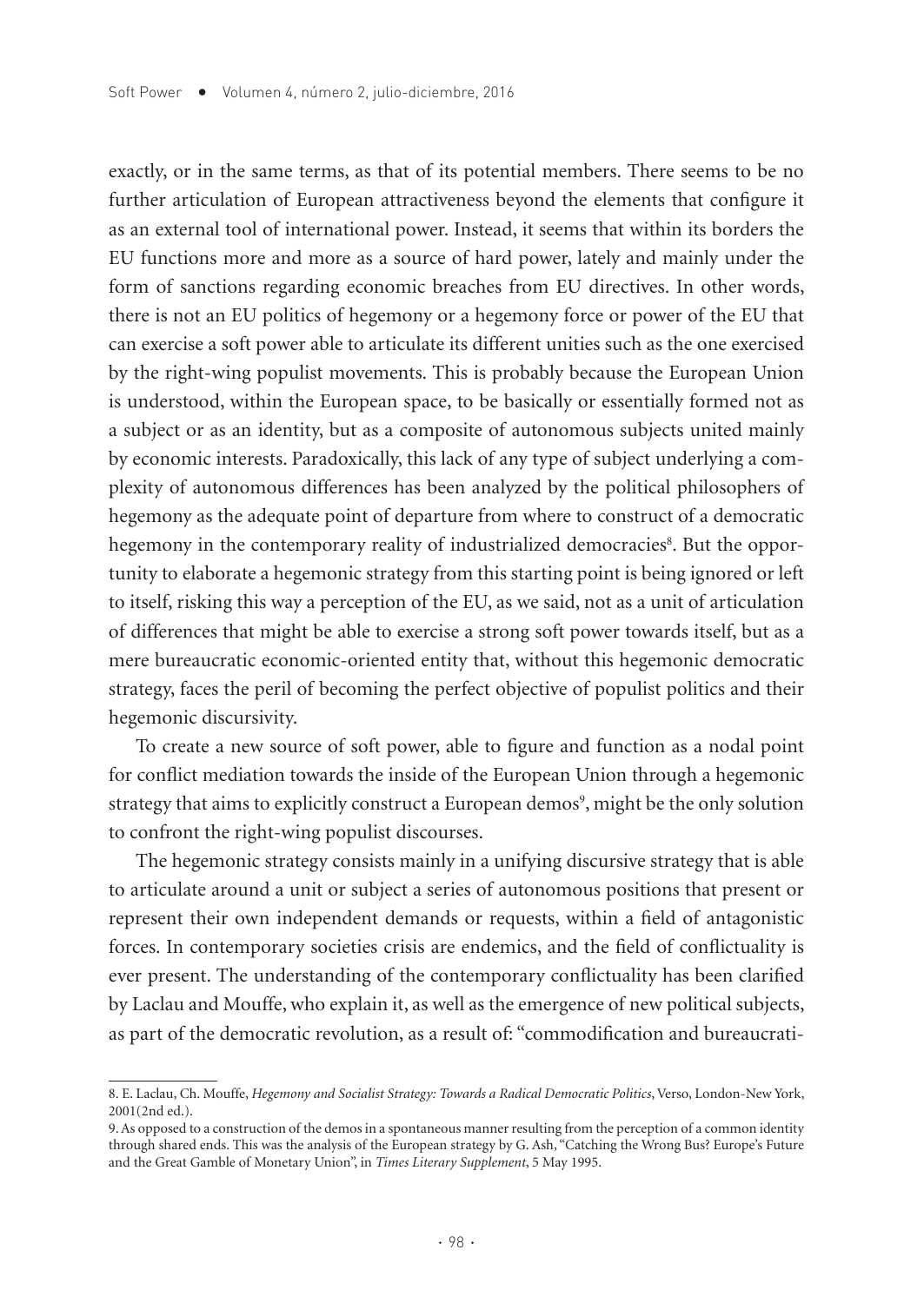exactly, or in the same terms, as that of its potential members. There seems to be no further articulation of European attractiveness beyond the elements that configure it as an external tool of international power. Instead, it seems that within its borders the EU functions more and more as a source of hard power, lately and mainly under the form of sanctions regarding economic breaches from EU directives. In other words, there is not an EU politics of hegemony or a hegemony force or power of the EU that can exercise a soft power able to articulate its different unities such as the one exercised by the right-wing populist movements. This is probably because the European Union is understood, within the European space, to be basically or essentially formed not as a subject or as an identity, but as a composite of autonomous subjects united mainly by economic interests. Paradoxically, this lack of any type of subject underlying a complexity of autonomous differences has been analyzed by the political philosophers of hegemony as the adequate point of departure from where to construct of a democratic hegemony in the contemporary reality of industrialized democracies[8]. But the opportunity to elaborate a hegemonic strategy from this starting point is being ignored or left to itself, risking this way a perception of the EU, as we said, not as a unit of articulation of differences that might be able to exercise a strong soft power towards itself, but as a mere bureaucratic economic-oriented entity that, without this hegemonic democratic strategy, faces the peril of becoming the perfect objective of populist politics and their hegemonic discursivity.

To create a new source of soft power, able to figure and function as a nodal point for conflict mediation towards the inside of the European Union through a hegemonic strategy that aims to explicitly construct a European demos[9], might be the only solution to confront the right-wing populist discourses.

The hegemonic strategy consists mainly in a unifying discursive strategy that is able to articulate around a unit or subject a series of autonomous positions that present or represent their own independent demands or requests, within a field of antagonistic forces. In contemporary societies crisis are endemics, and the field of conflictuality is ever present. The understanding of the contemporary conflictuality has been clarified by Laclau and Mouffe, who explain it, as well as the emergence of new political subjects, as part of the democratic revolution, as a result of: "commodification and bureaucrati-

---

8. E. Laclau, Ch. Mouffe, *Hegemony and Socialist Strategy: Towards a Radical Democratic Politics*, Verso, London-New York, 2001(2nd ed.).

9. As opposed to a construction of the demos in a spontaneous manner resulting from the perception of a common identity through shared ends. This was the analysis of the European strategy by G. Ash, "Catching the Wrong Bus? Europe's Future and the Great Gamble of Monetary Union", in *Times Literary Supplement*, 5 May 1995.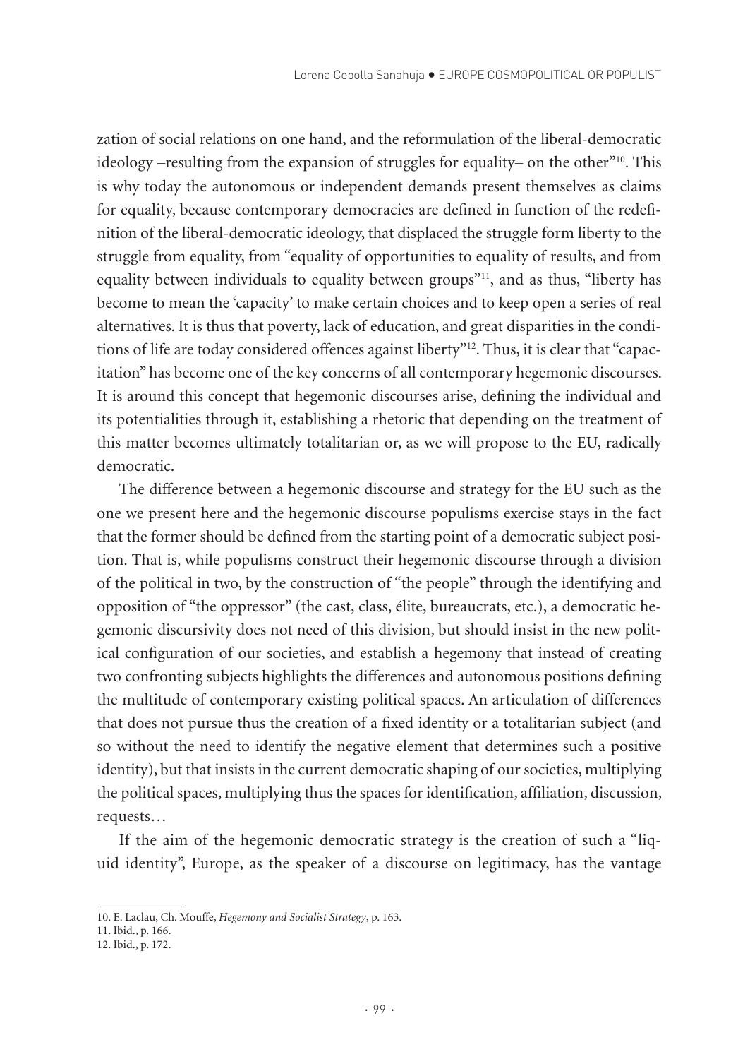zation of social relations on one hand, and the reformulation of the liberal-democratic ideology –resulting from the expansion of struggles for equality– on the other"[10]. This is why today the autonomous or independent demands present themselves as claims for equality, because contemporary democracies are defined in function of the redefinition of the liberal-democratic ideology, that displaced the struggle form liberty to the struggle from equality, from "equality of opportunities to equality of results, and from equality between individuals to equality between groups"[11], and as thus, "liberty has become to mean the 'capacity' to make certain choices and to keep open a series of real alternatives. It is thus that poverty, lack of education, and great disparities in the conditions of life are today considered offences against liberty"[12]. Thus, it is clear that "capacitation" has become one of the key concerns of all contemporary hegemonic discourses. It is around this concept that hegemonic discourses arise, defining the individual and its potentialities through it, establishing a rhetoric that depending on the treatment of this matter becomes ultimately totalitarian or, as we will propose to the EU, radically democratic.

The difference between a hegemonic discourse and strategy for the EU such as the one we present here and the hegemonic discourse populisms exercise stays in the fact that the former should be defined from the starting point of a democratic subject position. That is, while populisms construct their hegemonic discourse through a division of the political in two, by the construction of "the people" through the identifying and opposition of "the oppressor" (the cast, class, élite, bureaucrats, etc.), a democratic hegemonic discursivity does not need of this division, but should insist in the new political configuration of our societies, and establish a hegemony that instead of creating two confronting subjects highlights the differences and autonomous positions defining the multitude of contemporary existing political spaces. An articulation of differences that does not pursue thus the creation of a fixed identity or a totalitarian subject (and so without the need to identify the negative element that determines such a positive identity), but that insists in the current democratic shaping of our societies, multiplying the political spaces, multiplying thus the spaces for identification, affiliation, discussion, requests…

If the aim of the hegemonic democratic strategy is the creation of such a "liquid identity", Europe, as the speaker of a discourse on legitimacy, has the vantage

10. E. Laclau, Ch. Mouffe, *Hegemony and Socialist Strategy*, p. 163.

11. Ibid., p. 166.

12. Ibid., p. 172.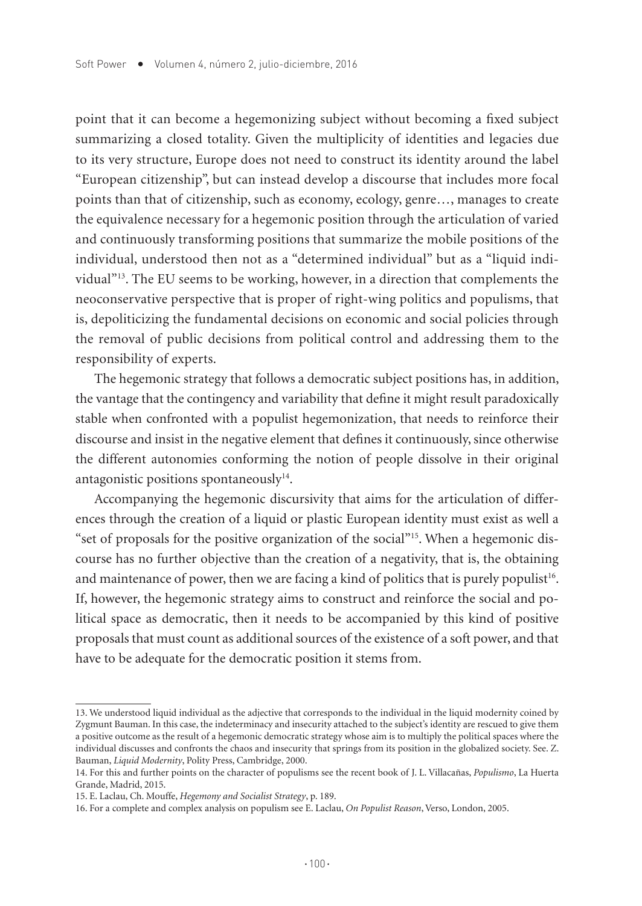point that it can become a hegemonizing subject without becoming a fixed subject summarizing a closed totality. Given the multiplicity of identities and legacies due to its very structure, Europe does not need to construct its identity around the label "European citizenship", but can instead develop a discourse that includes more focal points than that of citizenship, such as economy, ecology, genre…, manages to create the equivalence necessary for a hegemonic position through the articulation of varied and continuously transforming positions that summarize the mobile positions of the individual, understood then not as a "determined individual" but as a "liquid individual"[13]. The EU seems to be working, however, in a direction that complements the neoconservative perspective that is proper of right-wing politics and populisms, that is, depoliticizing the fundamental decisions on economic and social policies through the removal of public decisions from political control and addressing them to the responsibility of experts.

The hegemonic strategy that follows a democratic subject positions has, in addition, the vantage that the contingency and variability that define it might result paradoxically stable when confronted with a populist hegemonization, that needs to reinforce their discourse and insist in the negative element that defines it continuously, since otherwise the different autonomies conforming the notion of people dissolve in their original antagonistic positions spontaneously[14].

Accompanying the hegemonic discursivity that aims for the articulation of differences through the creation of a liquid or plastic European identity must exist as well a "set of proposals for the positive organization of the social"[15]. When a hegemonic discourse has no further objective than the creation of a negativity, that is, the obtaining and maintenance of power, then we are facing a kind of politics that is purely populist[16]. If, however, the hegemonic strategy aims to construct and reinforce the social and political space as democratic, then it needs to be accompanied by this kind of positive proposals that must count as additional sources of the existence of a soft power, and that have to be adequate for the democratic position it stems from.

---

13. We understood liquid individual as the adjective that corresponds to the individual in the liquid modernity coined by Zygmunt Bauman. In this case, the indeterminacy and insecurity attached to the subject's identity are rescued to give them a positive outcome as the result of a hegemonic democratic strategy whose aim is to multiply the political spaces where the individual discusses and confronts the chaos and insecurity that springs from its position in the globalized society. See. Z. Bauman, *Liquid Modernity*, Polity Press, Cambridge, 2000.

14. For this and further points on the character of populisms see the recent book of J. L. Villacañas, *Populismo*, La Huerta Grande, Madrid, 2015.

15. E. Laclau, Ch. Mouffe, *Hegemony and Socialist Strategy*, p. 189.

16. For a complete and complex analysis on populism see E. Laclau, *On Populist Reason*, Verso, London, 2005.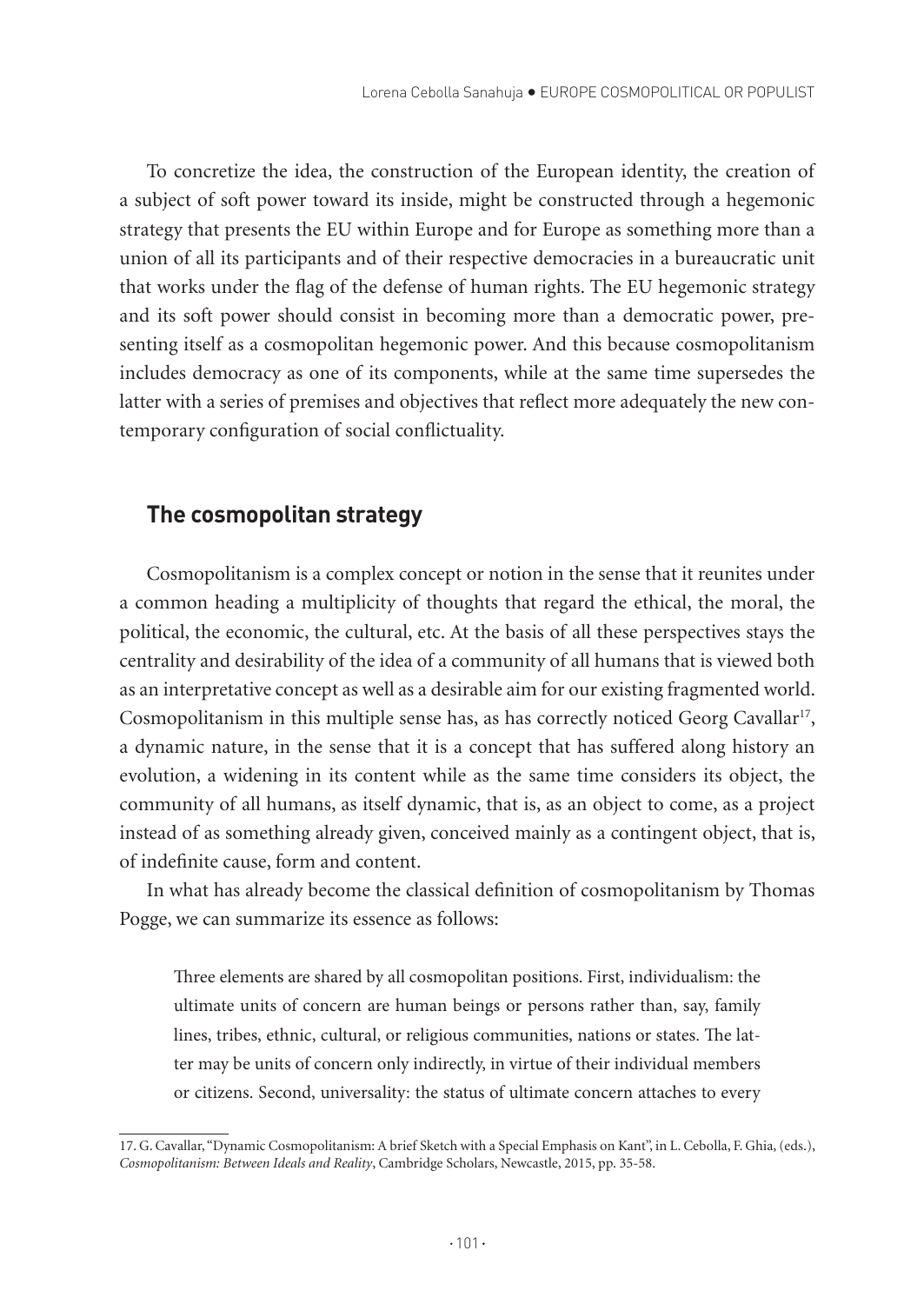To concretize the idea, the construction of the European identity, the creation of a subject of soft power toward its inside, might be constructed through a hegemonic strategy that presents the EU within Europe and for Europe as something more than a union of all its participants and of their respective democracies in a bureaucratic unit that works under the flag of the defense of human rights. The EU hegemonic strategy and its soft power should consist in becoming more than a democratic power, presenting itself as a cosmopolitan hegemonic power. And this because cosmopolitanism includes democracy as one of its components, while at the same time supersedes the latter with a series of premises and objectives that reflect more adequately the new contemporary configuration of social conflictuality.

## The cosmopolitan strategy

Cosmopolitanism is a complex concept or notion in the sense that it reunites under a common heading a multiplicity of thoughts that regard the ethical, the moral, the political, the economic, the cultural, etc. At the basis of all these perspectives stays the centrality and desirability of the idea of a community of all humans that is viewed both as an interpretative concept as well as a desirable aim for our existing fragmented world. Cosmopolitanism in this multiple sense has, as has correctly noticed Georg Cavallar[17], a dynamic nature, in the sense that it is a concept that has suffered along history an evolution, a widening in its content while as the same time considers its object, the community of all humans, as itself dynamic, that is, as an object to come, as a project instead of as something already given, conceived mainly as a contingent object, that is, of indefinite cause, form and content.

In what has already become the classical definition of cosmopolitanism by Thomas Pogge, we can summarize its essence as follows:

> Three elements are shared by all cosmopolitan positions. First, individualism: the ultimate units of concern are human beings or persons rather than, say, family lines, tribes, ethnic, cultural, or religious communities, nations or states. The latter may be units of concern only indirectly, in virtue of their individual members or citizens. Second, universality: the status of ultimate concern attaches to every

17. G. Cavallar, "Dynamic Cosmopolitanism: A brief Sketch with a Special Emphasis on Kant", in L. Cebolla, F. Ghia, (eds.), *Cosmopolitanism: Between Ideals and Reality*, Cambridge Scholars, Newcastle, 2015, pp. 35-58.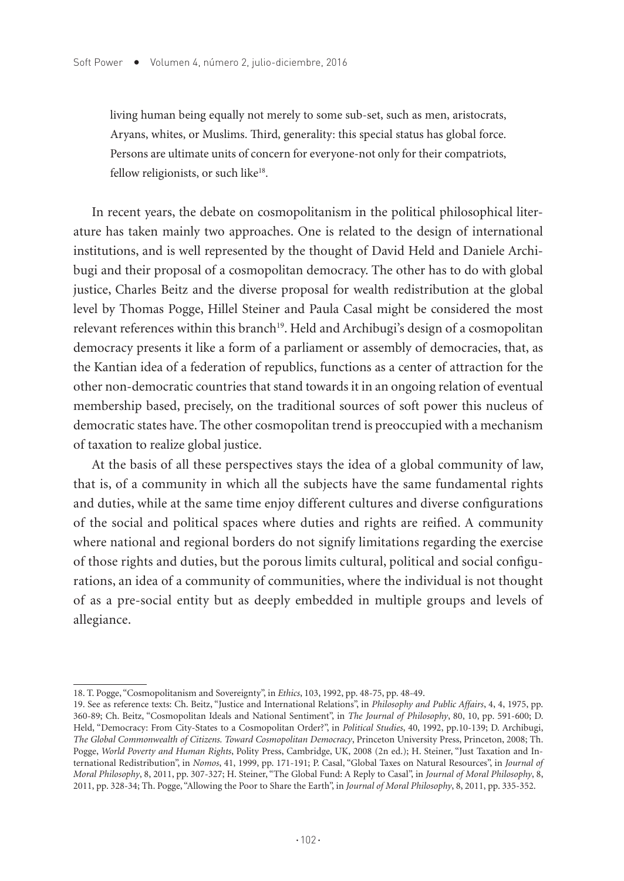> living human being equally not merely to some sub-set, such as men, aristocrats, Aryans, whites, or Muslims. Third, generality: this special status has global force. Persons are ultimate units of concern for everyone-not only for their compatriots, fellow religionists, or such like[18].

In recent years, the debate on cosmopolitanism in the political philosophical literature has taken mainly two approaches. One is related to the design of international institutions, and is well represented by the thought of David Held and Daniele Archibugi and their proposal of a cosmopolitan democracy. The other has to do with global justice, Charles Beitz and the diverse proposal for wealth redistribution at the global level by Thomas Pogge, Hillel Steiner and Paula Casal might be considered the most relevant references within this branch[19]. Held and Archibugi's design of a cosmopolitan democracy presents it like a form of a parliament or assembly of democracies, that, as the Kantian idea of a federation of republics, functions as a center of attraction for the other non-democratic countries that stand towards it in an ongoing relation of eventual membership based, precisely, on the traditional sources of soft power this nucleus of democratic states have. The other cosmopolitan trend is preoccupied with a mechanism of taxation to realize global justice.

At the basis of all these perspectives stays the idea of a global community of law, that is, of a community in which all the subjects have the same fundamental rights and duties, while at the same time enjoy different cultures and diverse configurations of the social and political spaces where duties and rights are reified. A community where national and regional borders do not signify limitations regarding the exercise of those rights and duties, but the porous limits cultural, political and social configurations, an idea of a community of communities, where the individual is not thought of as a pre-social entity but as deeply embedded in multiple groups and levels of allegiance.

---

18. T. Pogge, "Cosmopolitanism and Sovereignty", in *Ethics*, 103, 1992, pp. 48-75, pp. 48-49.

19. See as reference texts: Ch. Beitz, "Justice and International Relations", in *Philosophy and Public Affairs*, 4, 4, 1975, pp. 360-89; Ch. Beitz, "Cosmopolitan Ideals and National Sentiment", in *The Journal of Philosophy*, 80, 10, pp. 591-600; D. Held, "Democracy: From City-States to a Cosmopolitan Order?", in *Political Studies*, 40, 1992, pp.10-139; D. Archibugi, *The Global Commonwealth of Citizens. Toward Cosmopolitan Democracy*, Princeton University Press, Princeton, 2008; Th. Pogge, *World Poverty and Human Rights*, Polity Press, Cambridge, UK, 2008 (2n ed.); H. Steiner, "Just Taxation and International Redistribution", in *Nomos*, 41, 1999, pp. 171-191; P. Casal, "Global Taxes on Natural Resources", in *Journal of Moral Philosophy*, 8, 2011, pp. 307-327; H. Steiner, "The Global Fund: A Reply to Casal", in *Journal of Moral Philosophy*, 8, 2011, pp. 328-34; Th. Pogge, "Allowing the Poor to Share the Earth", in *Journal of Moral Philosophy*, 8, 2011, pp. 335-352.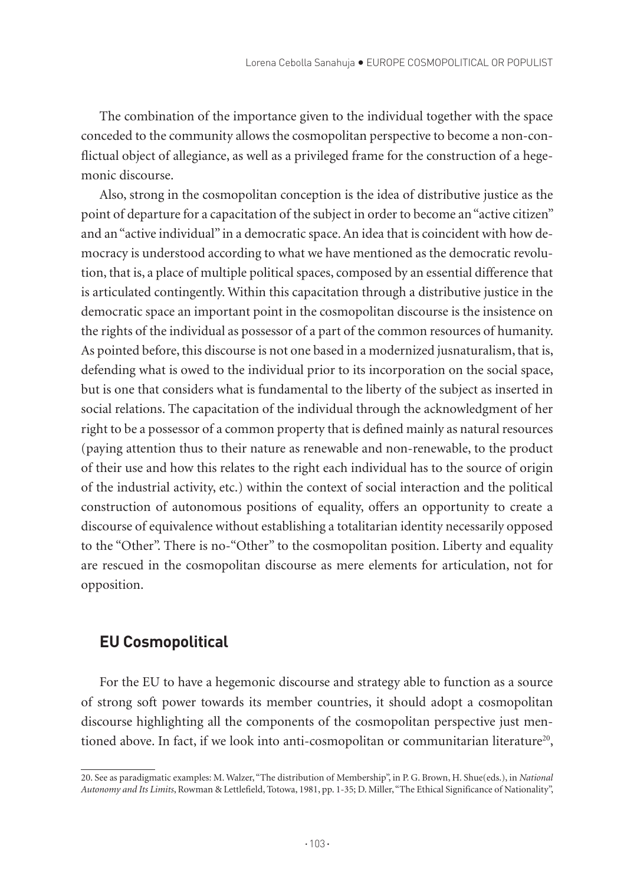The combination of the importance given to the individual together with the space conceded to the community allows the cosmopolitan perspective to become a non-conflictual object of allegiance, as well as a privileged frame for the construction of a hegemonic discourse.

Also, strong in the cosmopolitan conception is the idea of distributive justice as the point of departure for a capacitation of the subject in order to become an "active citizen" and an "active individual" in a democratic space. An idea that is coincident with how democracy is understood according to what we have mentioned as the democratic revolution, that is, a place of multiple political spaces, composed by an essential difference that is articulated contingently. Within this capacitation through a distributive justice in the democratic space an important point in the cosmopolitan discourse is the insistence on the rights of the individual as possessor of a part of the common resources of humanity. As pointed before, this discourse is not one based in a modernized jusnaturalism, that is, defending what is owed to the individual prior to its incorporation on the social space, but is one that considers what is fundamental to the liberty of the subject as inserted in social relations. The capacitation of the individual through the acknowledgment of her right to be a possessor of a common property that is defined mainly as natural resources (paying attention thus to their nature as renewable and non-renewable, to the product of their use and how this relates to the right each individual has to the source of origin of the industrial activity, etc.) within the context of social interaction and the political construction of autonomous positions of equality, offers an opportunity to create a discourse of equivalence without establishing a totalitarian identity necessarily opposed to the "Other". There is no-"Other" to the cosmopolitan position. Liberty and equality are rescued in the cosmopolitan discourse as mere elements for articulation, not for opposition.

## EU Cosmopolitical

For the EU to have a hegemonic discourse and strategy able to function as a source of strong soft power towards its member countries, it should adopt a cosmopolitan discourse highlighting all the components of the cosmopolitan perspective just mentioned above. In fact, if we look into anti-cosmopolitan or communitarian literature[20],

20. See as paradigmatic examples: M. Walzer, "The distribution of Membership", in P. G. Brown, H. Shue(eds.), in *National Autonomy and Its Limits*, Rowman & Lettlefield, Totowa, 1981, pp. 1-35; D. Miller, "The Ethical Significance of Nationality",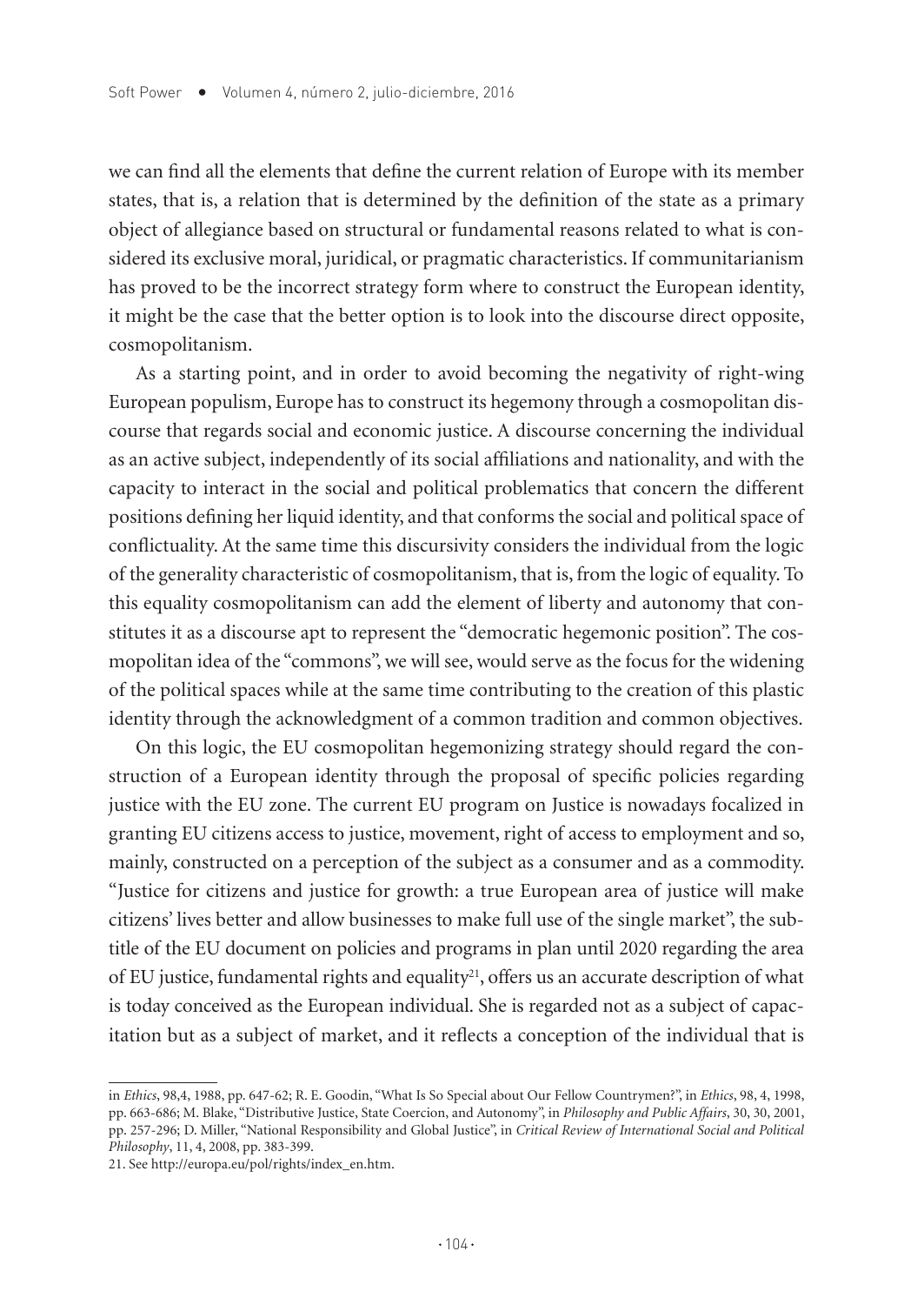we can find all the elements that define the current relation of Europe with its member states, that is, a relation that is determined by the definition of the state as a primary object of allegiance based on structural or fundamental reasons related to what is considered its exclusive moral, juridical, or pragmatic characteristics. If communitarianism has proved to be the incorrect strategy form where to construct the European identity, it might be the case that the better option is to look into the discourse direct opposite, cosmopolitanism.

As a starting point, and in order to avoid becoming the negativity of right-wing European populism, Europe has to construct its hegemony through a cosmopolitan discourse that regards social and economic justice. A discourse concerning the individual as an active subject, independently of its social affiliations and nationality, and with the capacity to interact in the social and political problematics that concern the different positions defining her liquid identity, and that conforms the social and political space of conflictuality. At the same time this discursivity considers the individual from the logic of the generality characteristic of cosmopolitanism, that is, from the logic of equality. To this equality cosmopolitanism can add the element of liberty and autonomy that constitutes it as a discourse apt to represent the "democratic hegemonic position". The cosmopolitan idea of the "commons", we will see, would serve as the focus for the widening of the political spaces while at the same time contributing to the creation of this plastic identity through the acknowledgment of a common tradition and common objectives.

On this logic, the EU cosmopolitan hegemonizing strategy should regard the construction of a European identity through the proposal of specific policies regarding justice with the EU zone. The current EU program on Justice is nowadays focalized in granting EU citizens access to justice, movement, right of access to employment and so, mainly, constructed on a perception of the subject as a consumer and as a commodity. "Justice for citizens and justice for growth: a true European area of justice will make citizens' lives better and allow businesses to make full use of the single market", the subtitle of the EU document on policies and programs in plan until 2020 regarding the area of EU justice, fundamental rights and equality[21], offers us an accurate description of what is today conceived as the European individual. She is regarded not as a subject of capacitation but as a subject of market, and it reflects a conception of the individual that is

---

in *Ethics*, 98,4, 1988, pp. 647-62; R. E. Goodin, "What Is So Special about Our Fellow Countrymen?", in *Ethics*, 98, 4, 1998, pp. 663-686; M. Blake, "Distributive Justice, State Coercion, and Autonomy", in *Philosophy and Public Affairs*, 30, 30, 2001, pp. 257-296; D. Miller, "National Responsibility and Global Justice", in *Critical Review of International Social and Political Philosophy*, 11, 4, 2008, pp. 383-399.

21. See http://europa.eu/pol/rights/index_en.htm.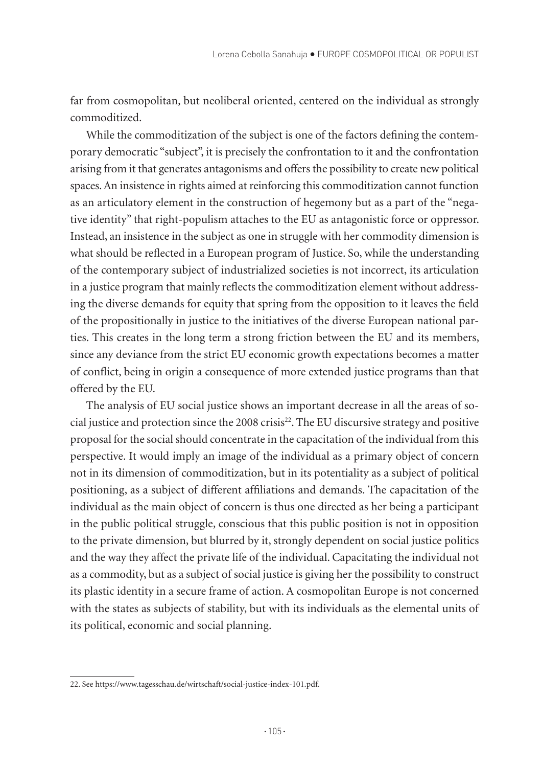far from cosmopolitan, but neoliberal oriented, centered on the individual as strongly commoditized.

While the commoditization of the subject is one of the factors defining the contemporary democratic "subject", it is precisely the confrontation to it and the confrontation arising from it that generates antagonisms and offers the possibility to create new political spaces. An insistence in rights aimed at reinforcing this commoditization cannot function as an articulatory element in the construction of hegemony but as a part of the "negative identity" that right-populism attaches to the EU as antagonistic force or oppressor. Instead, an insistence in the subject as one in struggle with her commodity dimension is what should be reflected in a European program of Justice. So, while the understanding of the contemporary subject of industrialized societies is not incorrect, its articulation in a justice program that mainly reflects the commoditization element without addressing the diverse demands for equity that spring from the opposition to it leaves the field of the propositionally in justice to the initiatives of the diverse European national parties. This creates in the long term a strong friction between the EU and its members, since any deviance from the strict EU economic growth expectations becomes a matter of conflict, being in origin a consequence of more extended justice programs than that offered by the EU.

The analysis of EU social justice shows an important decrease in all the areas of social justice and protection since the 2008 crisis[22]. The EU discursive strategy and positive proposal for the social should concentrate in the capacitation of the individual from this perspective. It would imply an image of the individual as a primary object of concern not in its dimension of commoditization, but in its potentiality as a subject of political positioning, as a subject of different affiliations and demands. The capacitation of the individual as the main object of concern is thus one directed as her being a participant in the public political struggle, conscious that this public position is not in opposition to the private dimension, but blurred by it, strongly dependent on social justice politics and the way they affect the private life of the individual. Capacitating the individual not as a commodity, but as a subject of social justice is giving her the possibility to construct its plastic identity in a secure frame of action. A cosmopolitan Europe is not concerned with the states as subjects of stability, but with its individuals as the elemental units of its political, economic and social planning.

---

22. See https://www.tagesschau.de/wirtschaft/social-justice-index-101.pdf.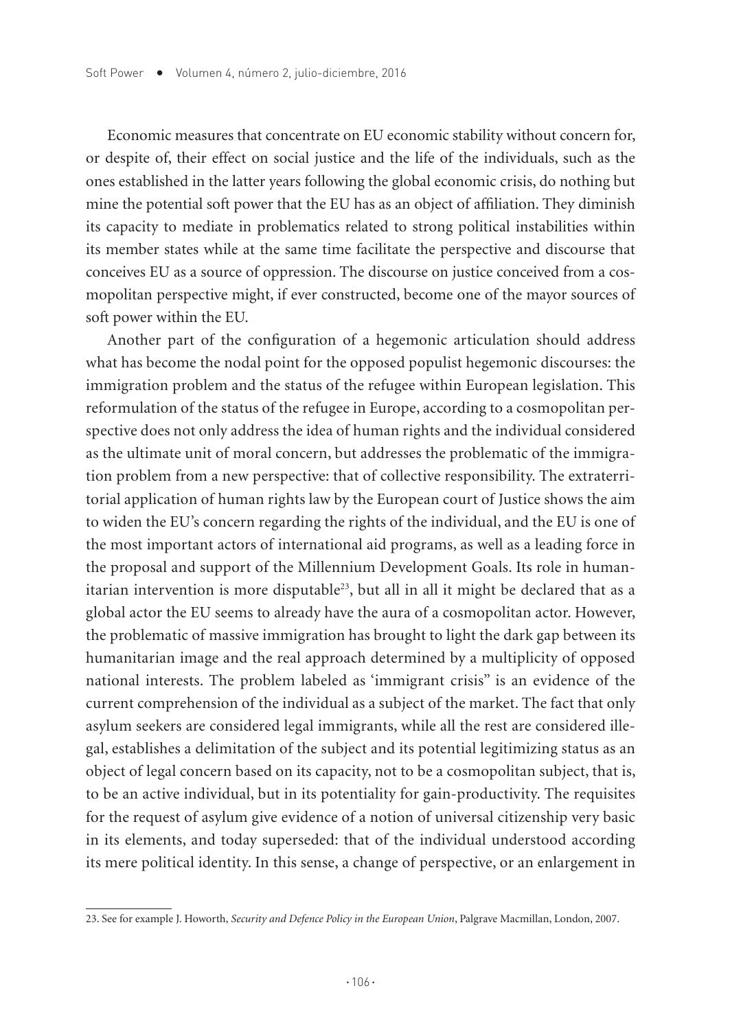Economic measures that concentrate on EU economic stability without concern for, or despite of, their effect on social justice and the life of the individuals, such as the ones established in the latter years following the global economic crisis, do nothing but mine the potential soft power that the EU has as an object of affiliation. They diminish its capacity to mediate in problematics related to strong political instabilities within its member states while at the same time facilitate the perspective and discourse that conceives EU as a source of oppression. The discourse on justice conceived from a cosmopolitan perspective might, if ever constructed, become one of the mayor sources of soft power within the EU.

Another part of the configuration of a hegemonic articulation should address what has become the nodal point for the opposed populist hegemonic discourses: the immigration problem and the status of the refugee within European legislation. This reformulation of the status of the refugee in Europe, according to a cosmopolitan perspective does not only address the idea of human rights and the individual considered as the ultimate unit of moral concern, but addresses the problematic of the immigration problem from a new perspective: that of collective responsibility. The extraterritorial application of human rights law by the European court of Justice shows the aim to widen the EU's concern regarding the rights of the individual, and the EU is one of the most important actors of international aid programs, as well as a leading force in the proposal and support of the Millennium Development Goals. Its role in humanitarian intervention is more disputable[23], but all in all it might be declared that as a global actor the EU seems to already have the aura of a cosmopolitan actor. However, the problematic of massive immigration has brought to light the dark gap between its humanitarian image and the real approach determined by a multiplicity of opposed national interests. The problem labeled as 'immigrant crisis" is an evidence of the current comprehension of the individual as a subject of the market. The fact that only asylum seekers are considered legal immigrants, while all the rest are considered illegal, establishes a delimitation of the subject and its potential legitimizing status as an object of legal concern based on its capacity, not to be a cosmopolitan subject, that is, to be an active individual, but in its potentiality for gain-productivity. The requisites for the request of asylum give evidence of a notion of universal citizenship very basic in its elements, and today superseded: that of the individual understood according its mere political identity. In this sense, a change of perspective, or an enlargement in

---

23. See for example J. Howorth, *Security and Defence Policy in the European Union*, Palgrave Macmillan, London, 2007.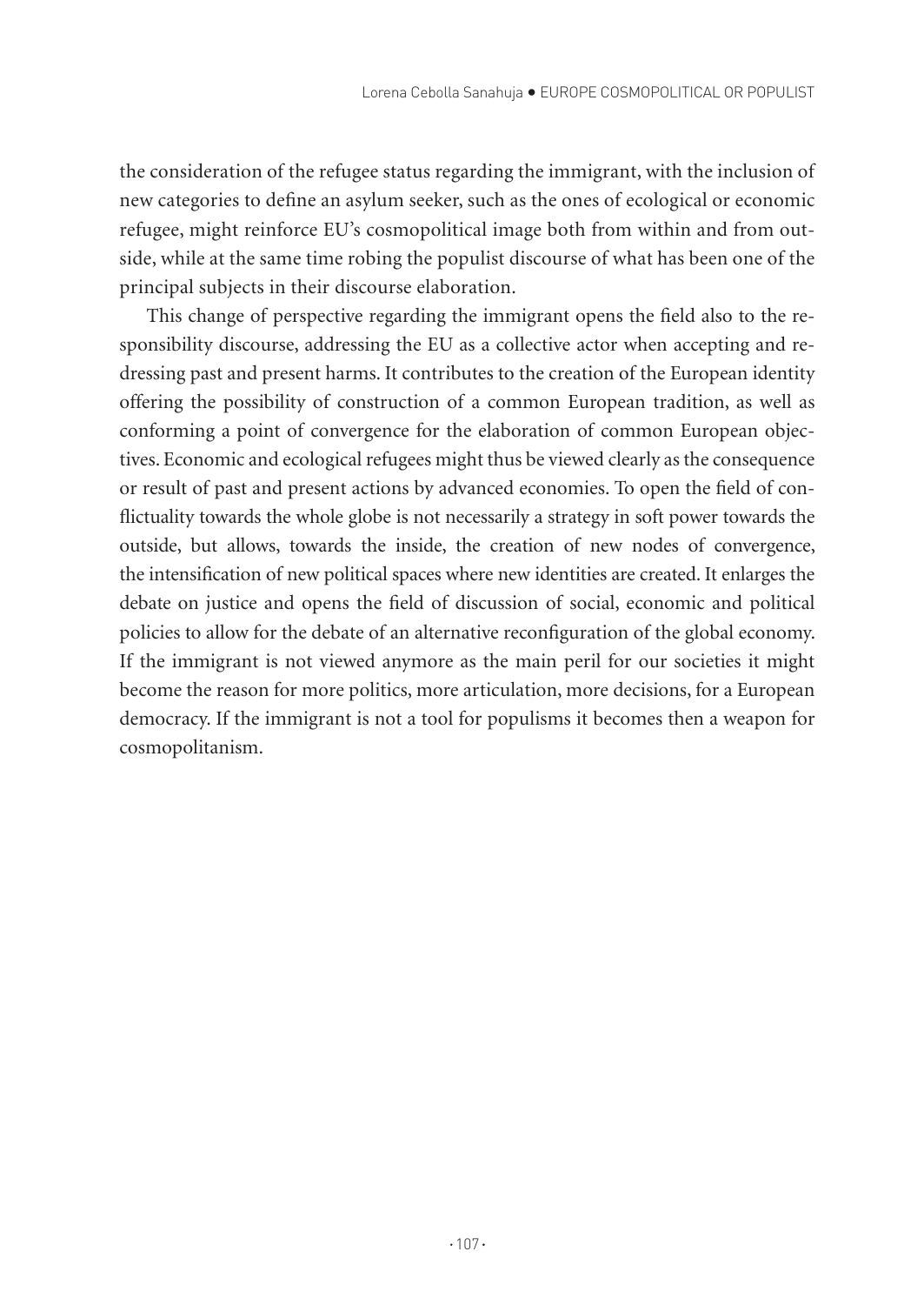the consideration of the refugee status regarding the immigrant, with the inclusion of new categories to define an asylum seeker, such as the ones of ecological or economic refugee, might reinforce EU's cosmopolitical image both from within and from outside, while at the same time robing the populist discourse of what has been one of the principal subjects in their discourse elaboration.

This change of perspective regarding the immigrant opens the field also to the responsibility discourse, addressing the EU as a collective actor when accepting and redressing past and present harms. It contributes to the creation of the European identity offering the possibility of construction of a common European tradition, as well as conforming a point of convergence for the elaboration of common European objectives. Economic and ecological refugees might thus be viewed clearly as the consequence or result of past and present actions by advanced economies. To open the field of conflictuality towards the whole globe is not necessarily a strategy in soft power towards the outside, but allows, towards the inside, the creation of new nodes of convergence, the intensification of new political spaces where new identities are created. It enlarges the debate on justice and opens the field of discussion of social, economic and political policies to allow for the debate of an alternative reconfiguration of the global economy. If the immigrant is not viewed anymore as the main peril for our societies it might become the reason for more politics, more articulation, more decisions, for a European democracy. If the immigrant is not a tool for populisms it becomes then a weapon for cosmopolitanism.